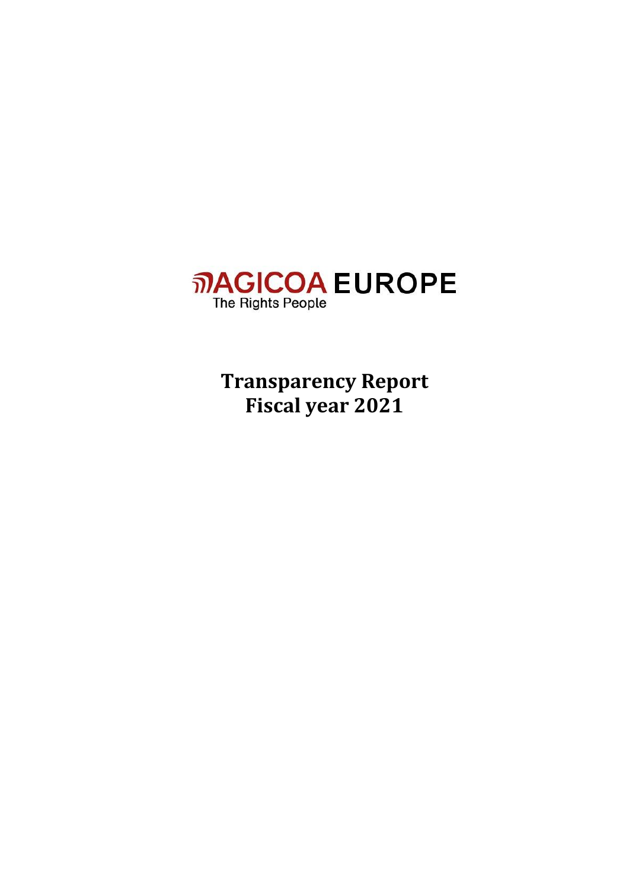AGICOA EUROPE

The Rights People

# Transparency Report
# Fiscal year 2021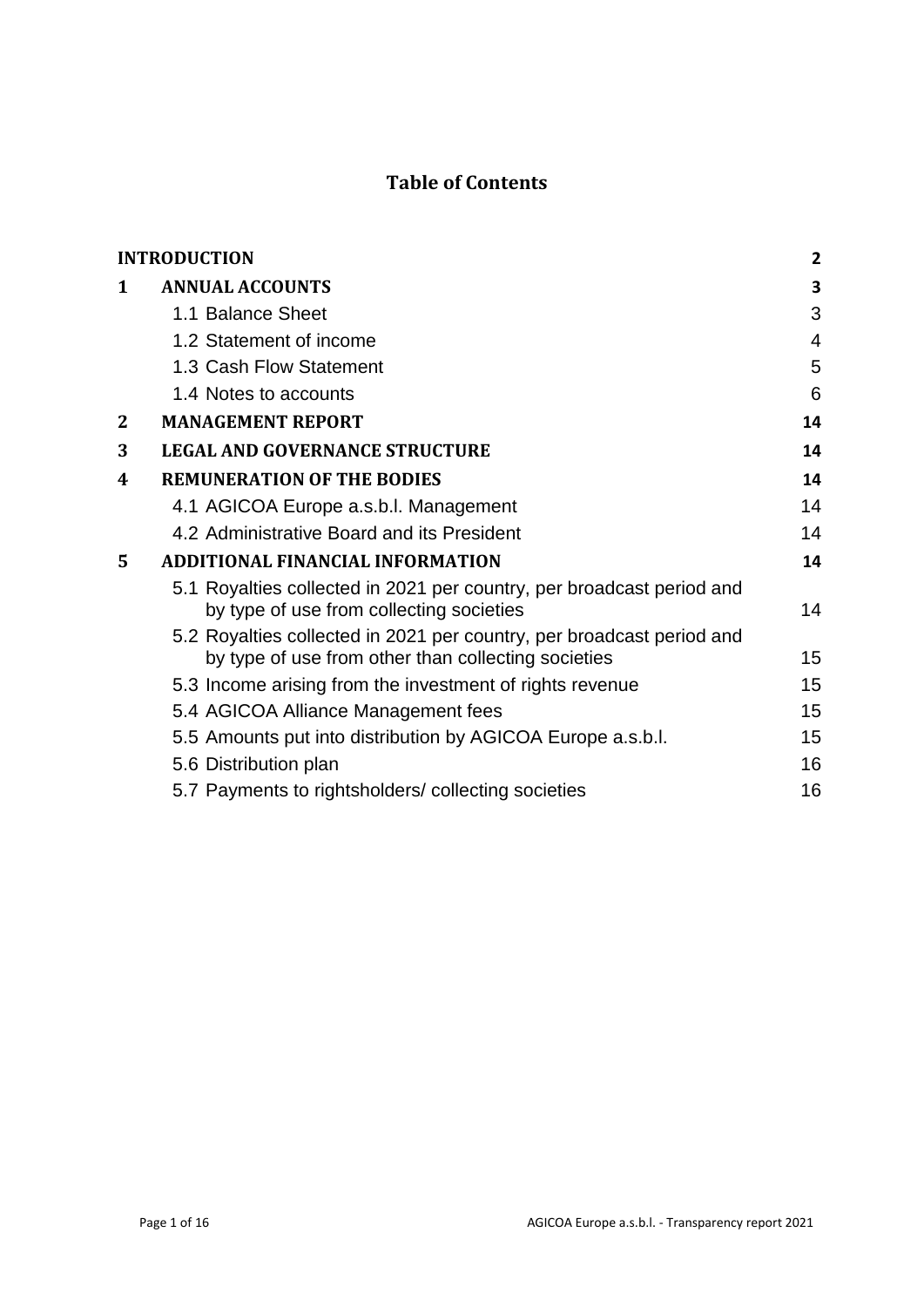# Table of Contents

| | | |
|---|---|---|
| **INTRODUCTION** | | **2** |
| **1** | **ANNUAL ACCOUNTS** | **3** |
| | 1.1 Balance Sheet | 3 |
| | 1.2 Statement of income | 4 |
| | 1.3 Cash Flow Statement | 5 |
| | 1.4 Notes to accounts | 6 |
| **2** | **MANAGEMENT REPORT** | **14** |
| **3** | **LEGAL AND GOVERNANCE STRUCTURE** | **14** |
| **4** | **REMUNERATION OF THE BODIES** | **14** |
| | 4.1 AGICOA Europe a.s.b.l. Management | 14 |
| | 4.2 Administrative Board and its President | 14 |
| **5** | **ADDITIONAL FINANCIAL INFORMATION** | **14** |
| | 5.1 Royalties collected in 2021 per country, per broadcast period and by type of use from collecting societies | 14 |
| | 5.2 Royalties collected in 2021 per country, per broadcast period and by type of use from other than collecting societies | 15 |
| | 5.3 Income arising from the investment of rights revenue | 15 |
| | 5.4 AGICOA Alliance Management fees | 15 |
| | 5.5 Amounts put into distribution by AGICOA Europe a.s.b.l. | 15 |
| | 5.6 Distribution plan | 16 |
| | 5.7 Payments to rightsholders/ collecting societies | 16 |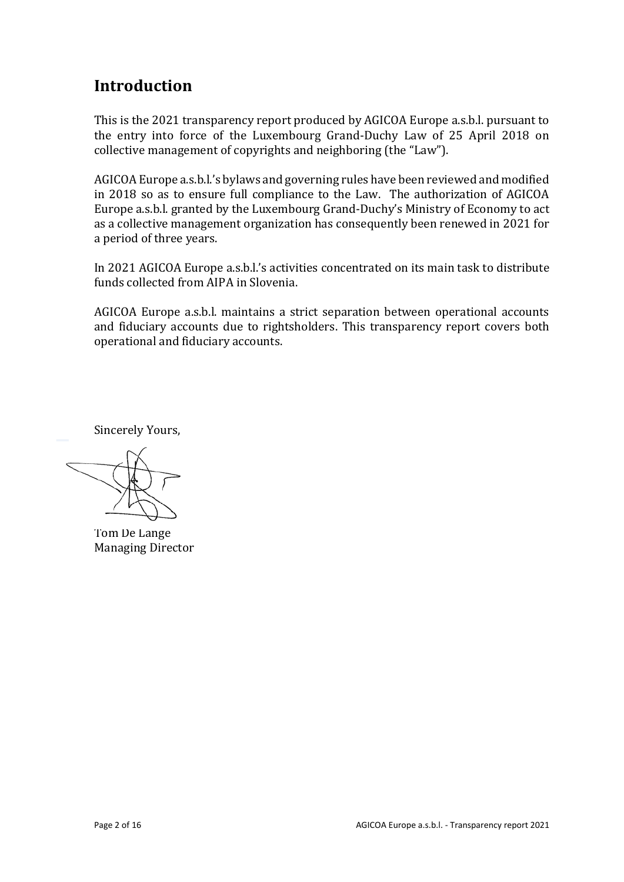# Introduction

This is the 2021 transparency report produced by AGICOA Europe a.s.b.l. pursuant to the entry into force of the Luxembourg Grand-Duchy Law of 25 April 2018 on collective management of copyrights and neighboring (the "Law").

AGICOA Europe a.s.b.l.'s bylaws and governing rules have been reviewed and modified in 2018 so as to ensure full compliance to the Law. The authorization of AGICOA Europe a.s.b.l. granted by the Luxembourg Grand-Duchy's Ministry of Economy to act as a collective management organization has consequently been renewed in 2021 for a period of three years.

In 2021 AGICOA Europe a.s.b.l.'s activities concentrated on its main task to distribute funds collected from AIPA in Slovenia.

AGICOA Europe a.s.b.l. maintains a strict separation between operational accounts and fiduciary accounts due to rightsholders. This transparency report covers both operational and fiduciary accounts.

Sincerely Yours,

Tom De Lange
Managing Director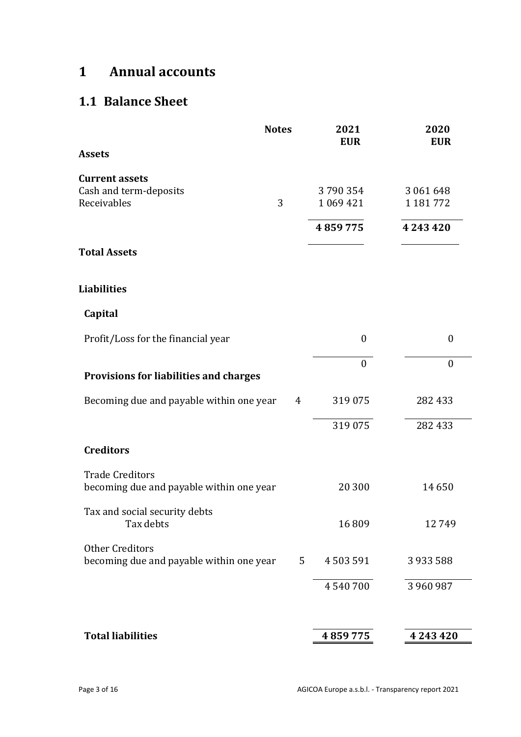# 1 Annual accounts

## 1.1 Balance Sheet

| | Notes | 2021 EUR | 2020 EUR |
|---|---|---|---|
| **Assets** | | | |
| **Current assets** | | | |
| Cash and term-deposits | | 3 790 354 | 3 061 648 |
| Receivables | 3 | 1 069 421 | 1 181 772 |
| | | **4 859 775** | **4 243 420** |
| **Total Assets** | | | |
| **Liabilities** | | | |
| **Capital** | | | |
| Profit/Loss for the financial year | | 0 | 0 |
| | | 0 | 0 |
| **Provisions for liabilities and charges** | | | |
| Becoming due and payable within one year | 4 | 319 075 | 282 433 |
| | | 319 075 | 282 433 |
| **Creditors** | | | |
| Trade Creditors becoming due and payable within one year | | 20 300 | 14 650 |
| Tax and social security debts — Tax debts | | 16 809 | 12 749 |
| Other Creditors becoming due and payable within one year | 5 | 4 503 591 | 3 933 588 |
| | | 4 540 700 | 3 960 987 |
| **Total liabilities** | | **4 859 775** | **4 243 420** |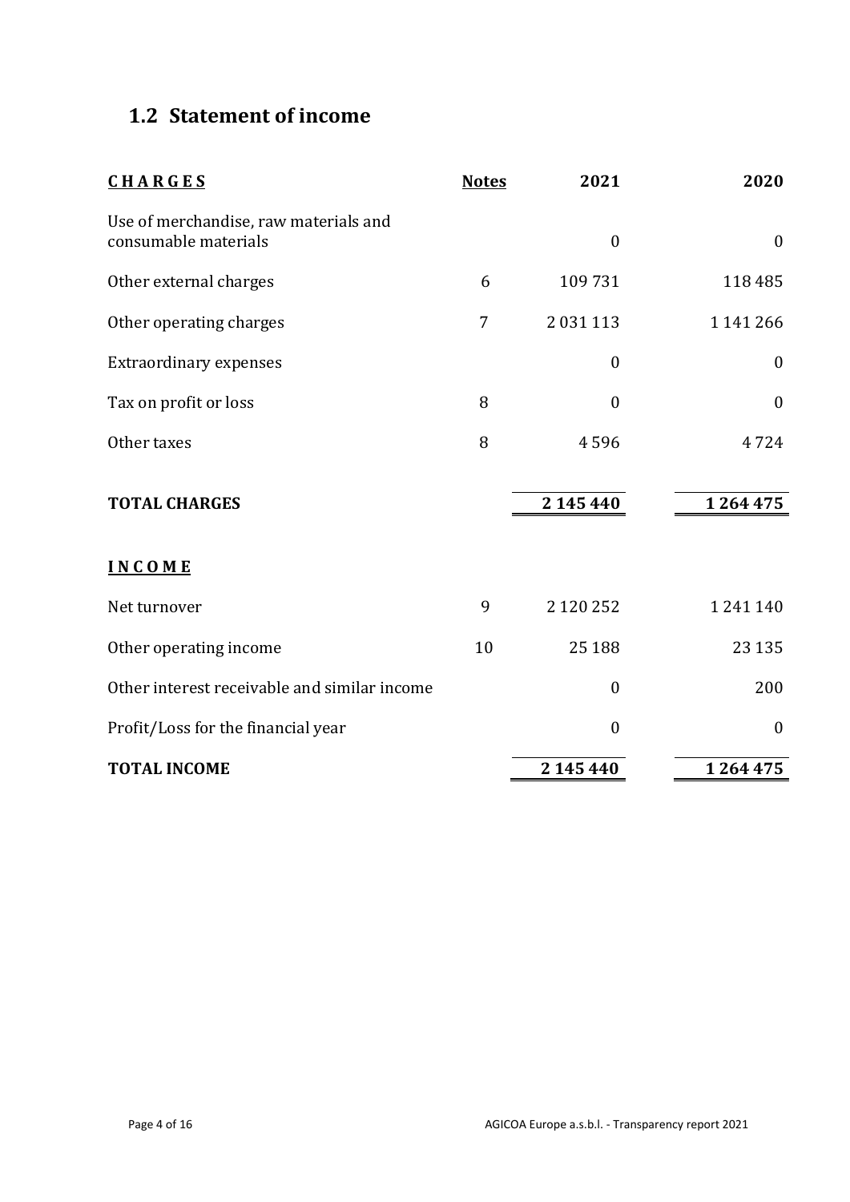## 1.2 Statement of income

| **CHARGES** | **Notes** | **2021** | **2020** |
|---|---|---|---|
| Use of merchandise, raw materials and consumable materials | | 0 | 0 |
| Other external charges | 6 | 109 731 | 118 485 |
| Other operating charges | 7 | 2 031 113 | 1 141 266 |
| Extraordinary expenses | | 0 | 0 |
| Tax on profit or loss | 8 | 0 | 0 |
| Other taxes | 8 | 4 596 | 4 724 |
| **TOTAL CHARGES** | | **2 145 440** | **1 264 475** |
| **INCOME** | | | |
| Net turnover | 9 | 2 120 252 | 1 241 140 |
| Other operating income | 10 | 25 188 | 23 135 |
| Other interest receivable and similar income | | 0 | 200 |
| Profit/Loss for the financial year | | 0 | 0 |
| **TOTAL INCOME** | | **2 145 440** | **1 264 475** |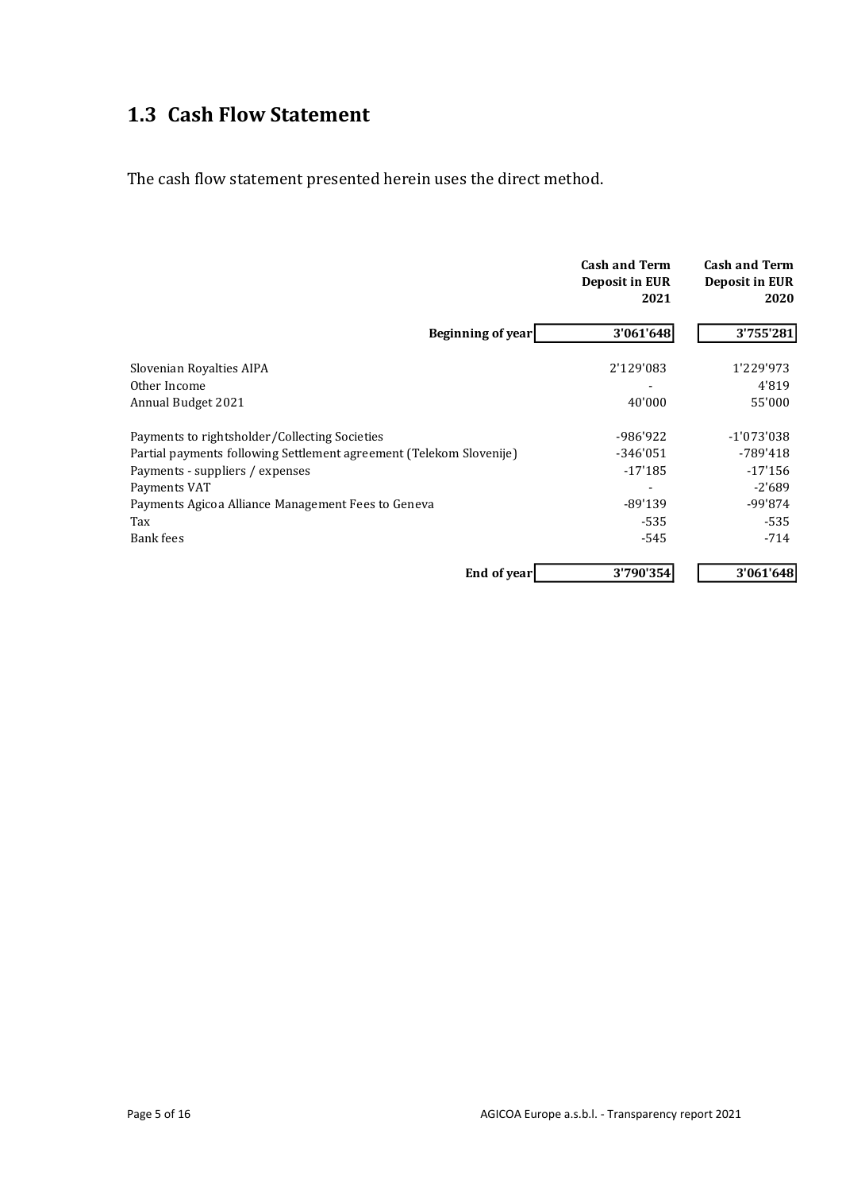## 1.3 Cash Flow Statement

The cash flow statement presented herein uses the direct method.

| | Cash and Term Deposit in EUR 2021 | Cash and Term Deposit in EUR 2020 |
|---|---|---|
| **Beginning of year** | **3'061'648** | **3'755'281** |
| Slovenian Royalties AIPA | 2'129'083 | 1'229'973 |
| Other Income | - | 4'819 |
| Annual Budget 2021 | 40'000 | 55'000 |
| Payments to rightsholder/Collecting Societies | -986'922 | -1'073'038 |
| Partial payments following Settlement agreement (Telekom Slovenije) | -346'051 | -789'418 |
| Payments - suppliers / expenses | -17'185 | -17'156 |
| Payments VAT | - | -2'689 |
| Payments Agicoa Alliance Management Fees to Geneva | -89'139 | -99'874 |
| Tax | -535 | -535 |
| Bank fees | -545 | -714 |
| **End of year** | **3'790'354** | **3'061'648** |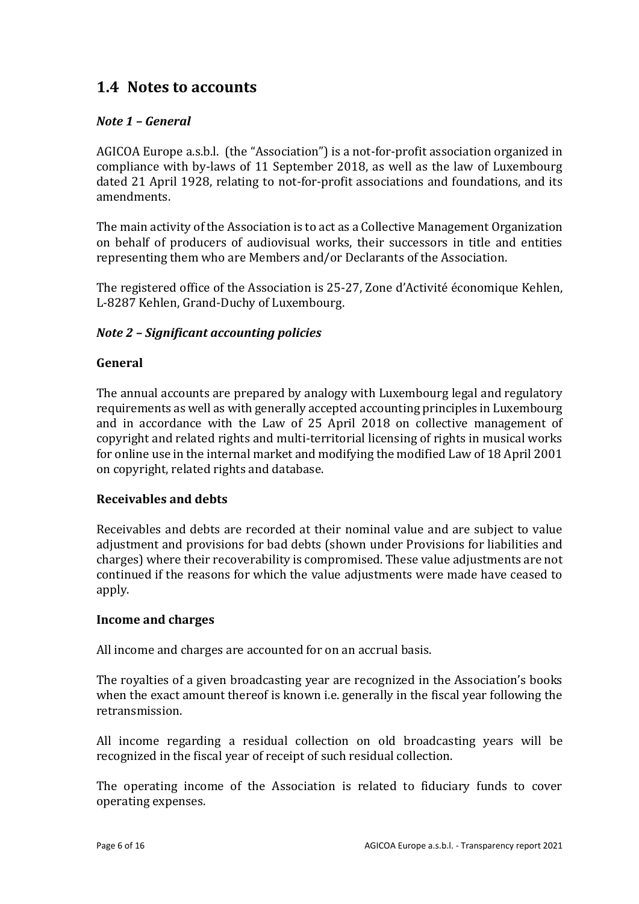## 1.4 Notes to accounts

### *Note 1 – General*

AGICOA Europe a.s.b.l. (the "Association") is a not-for-profit association organized in compliance with by-laws of 11 September 2018, as well as the law of Luxembourg dated 21 April 1928, relating to not-for-profit associations and foundations, and its amendments.

The main activity of the Association is to act as a Collective Management Organization on behalf of producers of audiovisual works, their successors in title and entities representing them who are Members and/or Declarants of the Association.

The registered office of the Association is 25-27, Zone d'Activité économique Kehlen, L-8287 Kehlen, Grand-Duchy of Luxembourg.

### *Note 2 – Significant accounting policies*

#### General

The annual accounts are prepared by analogy with Luxembourg legal and regulatory requirements as well as with generally accepted accounting principles in Luxembourg and in accordance with the Law of 25 April 2018 on collective management of copyright and related rights and multi-territorial licensing of rights in musical works for online use in the internal market and modifying the modified Law of 18 April 2001 on copyright, related rights and database.

#### Receivables and debts

Receivables and debts are recorded at their nominal value and are subject to value adjustment and provisions for bad debts (shown under Provisions for liabilities and charges) where their recoverability is compromised. These value adjustments are not continued if the reasons for which the value adjustments were made have ceased to apply.

#### Income and charges

All income and charges are accounted for on an accrual basis.

The royalties of a given broadcasting year are recognized in the Association's books when the exact amount thereof is known i.e. generally in the fiscal year following the retransmission.

All income regarding a residual collection on old broadcasting years will be recognized in the fiscal year of receipt of such residual collection.

The operating income of the Association is related to fiduciary funds to cover operating expenses.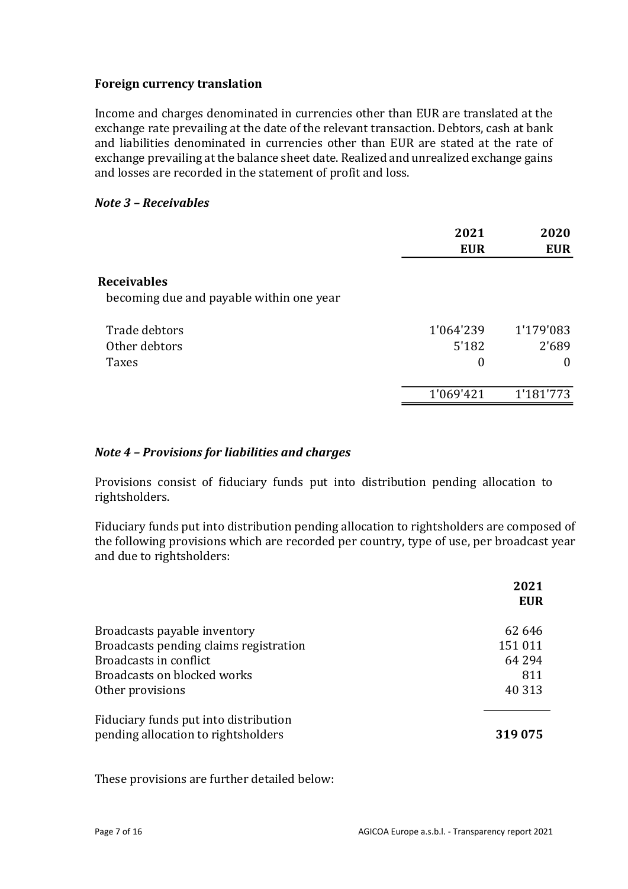**Foreign currency translation**

Income and charges denominated in currencies other than EUR are translated at the exchange rate prevailing at the date of the relevant transaction. Debtors, cash at bank and liabilities denominated in currencies other than EUR are stated at the rate of exchange prevailing at the balance sheet date. Realized and unrealized exchange gains and losses are recorded in the statement of profit and loss.

***Note 3 – Receivables***

| | 2021<br>EUR | 2020<br>EUR |
|---|---|---|
| **Receivables** | | |
| becoming due and payable within one year | | |
| Trade debtors | 1'064'239 | 1'179'083 |
| Other debtors | 5'182 | 2'689 |
| Taxes | 0 | 0 |
| | 1'069'421 | 1'181'773 |

***Note 4 – Provisions for liabilities and charges***

Provisions consist of fiduciary funds put into distribution pending allocation to rightsholders.

Fiduciary funds put into distribution pending allocation to rightsholders are composed of the following provisions which are recorded per country, type of use, per broadcast year and due to rightsholders:

| | 2021<br>EUR |
|---|---|
| Broadcasts payable inventory | 62 646 |
| Broadcasts pending claims registration | 151 011 |
| Broadcasts in conflict | 64 294 |
| Broadcasts on blocked works | 811 |
| Other provisions | 40 313 |
| Fiduciary funds put into distribution pending allocation to rightsholders | **319 075** |

These provisions are further detailed below: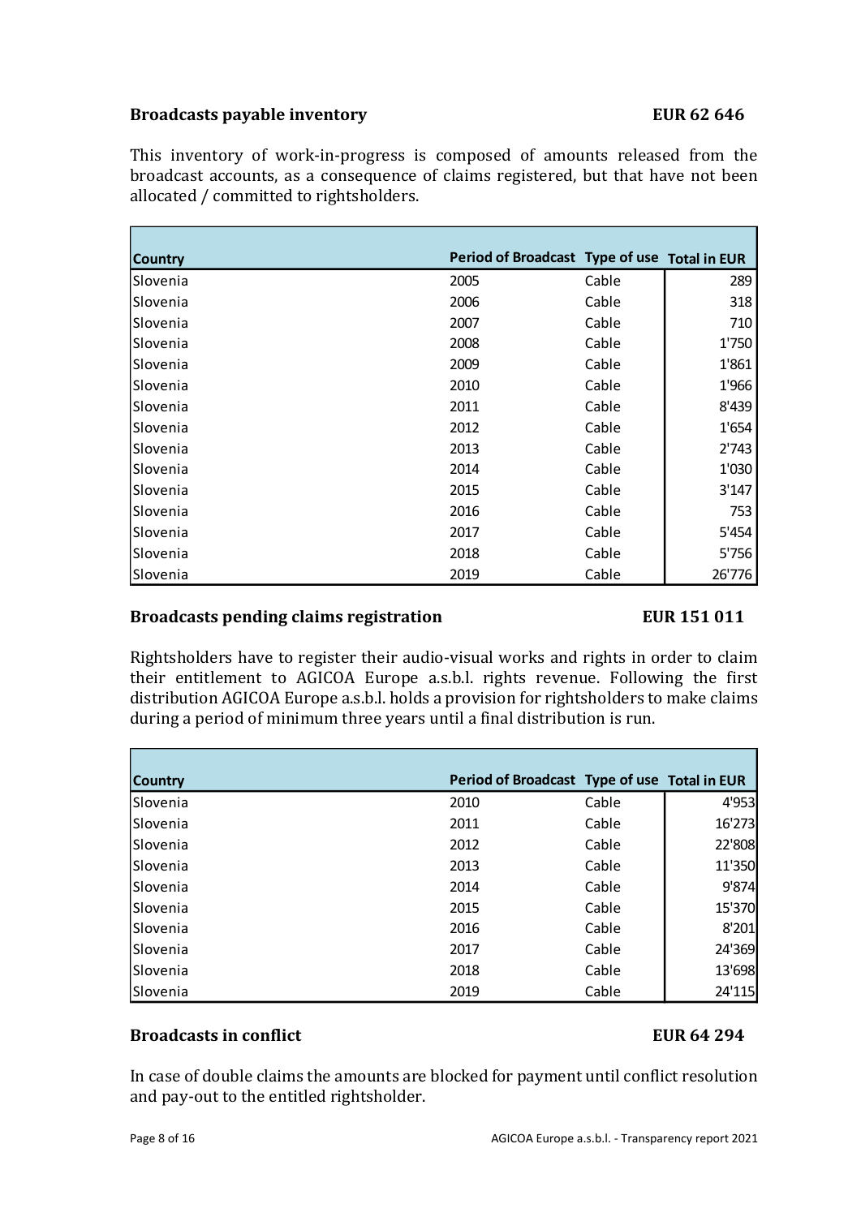### Broadcasts payable inventory EUR 62 646

This inventory of work-in-progress is composed of amounts released from the broadcast accounts, as a consequence of claims registered, but that have not been allocated / committed to rightsholders.

| Country | Period of Broadcast | Type of use | Total in EUR |
|---|---|---|---|
| Slovenia | 2005 | Cable | 289 |
| Slovenia | 2006 | Cable | 318 |
| Slovenia | 2007 | Cable | 710 |
| Slovenia | 2008 | Cable | 1'750 |
| Slovenia | 2009 | Cable | 1'861 |
| Slovenia | 2010 | Cable | 1'966 |
| Slovenia | 2011 | Cable | 8'439 |
| Slovenia | 2012 | Cable | 1'654 |
| Slovenia | 2013 | Cable | 2'743 |
| Slovenia | 2014 | Cable | 1'030 |
| Slovenia | 2015 | Cable | 3'147 |
| Slovenia | 2016 | Cable | 753 |
| Slovenia | 2017 | Cable | 5'454 |
| Slovenia | 2018 | Cable | 5'756 |
| Slovenia | 2019 | Cable | 26'776 |

### Broadcasts pending claims registration EUR 151 011

Rightsholders have to register their audio-visual works and rights in order to claim their entitlement to AGICOA Europe a.s.b.l. rights revenue. Following the first distribution AGICOA Europe a.s.b.l. holds a provision for rightsholders to make claims during a period of minimum three years until a final distribution is run.

| Country | Period of Broadcast | Type of use | Total in EUR |
|---|---|---|---|
| Slovenia | 2010 | Cable | 4'953 |
| Slovenia | 2011 | Cable | 16'273 |
| Slovenia | 2012 | Cable | 22'808 |
| Slovenia | 2013 | Cable | 11'350 |
| Slovenia | 2014 | Cable | 9'874 |
| Slovenia | 2015 | Cable | 15'370 |
| Slovenia | 2016 | Cable | 8'201 |
| Slovenia | 2017 | Cable | 24'369 |
| Slovenia | 2018 | Cable | 13'698 |
| Slovenia | 2019 | Cable | 24'115 |

### Broadcasts in conflict EUR 64 294

In case of double claims the amounts are blocked for payment until conflict resolution and pay-out to the entitled rightsholder.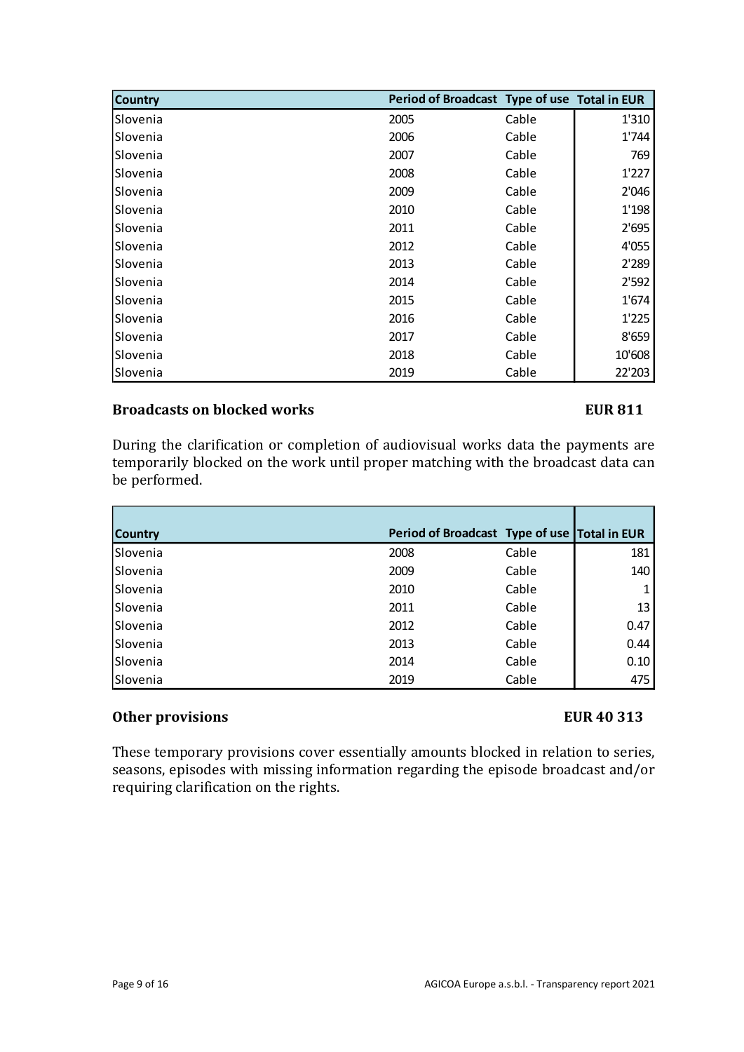| Country | Period of Broadcast | Type of use | Total in EUR |
|---|---|---|---|
| Slovenia | 2005 | Cable | 1'310 |
| Slovenia | 2006 | Cable | 1'744 |
| Slovenia | 2007 | Cable | 769 |
| Slovenia | 2008 | Cable | 1'227 |
| Slovenia | 2009 | Cable | 2'046 |
| Slovenia | 2010 | Cable | 1'198 |
| Slovenia | 2011 | Cable | 2'695 |
| Slovenia | 2012 | Cable | 4'055 |
| Slovenia | 2013 | Cable | 2'289 |
| Slovenia | 2014 | Cable | 2'592 |
| Slovenia | 2015 | Cable | 1'674 |
| Slovenia | 2016 | Cable | 1'225 |
| Slovenia | 2017 | Cable | 8'659 |
| Slovenia | 2018 | Cable | 10'608 |
| Slovenia | 2019 | Cable | 22'203 |

**Broadcasts on blocked works** **EUR 811**

During the clarification or completion of audiovisual works data the payments are temporarily blocked on the work until proper matching with the broadcast data can be performed.

| Country | Period of Broadcast | Type of use | Total in EUR |
|---|---|---|---|
| Slovenia | 2008 | Cable | 181 |
| Slovenia | 2009 | Cable | 140 |
| Slovenia | 2010 | Cable | 1 |
| Slovenia | 2011 | Cable | 13 |
| Slovenia | 2012 | Cable | 0.47 |
| Slovenia | 2013 | Cable | 0.44 |
| Slovenia | 2014 | Cable | 0.10 |
| Slovenia | 2019 | Cable | 475 |

**Other provisions** **EUR 40 313**

These temporary provisions cover essentially amounts blocked in relation to series, seasons, episodes with missing information regarding the episode broadcast and/or requiring clarification on the rights.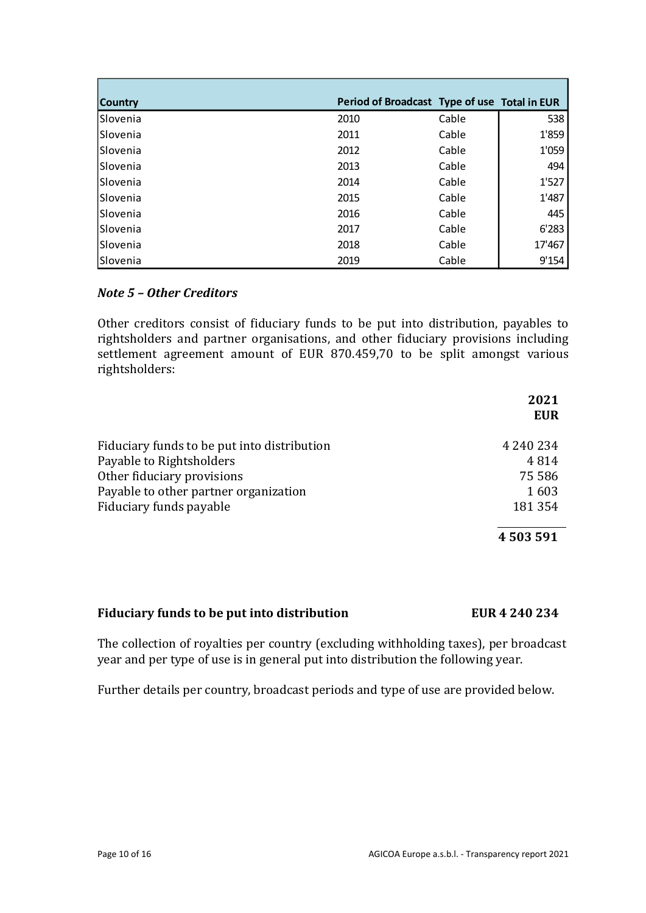| Country | Period of Broadcast | Type of use | Total in EUR |
|---|---|---|---|
| Slovenia | 2010 | Cable | 538 |
| Slovenia | 2011 | Cable | 1'859 |
| Slovenia | 2012 | Cable | 1'059 |
| Slovenia | 2013 | Cable | 494 |
| Slovenia | 2014 | Cable | 1'527 |
| Slovenia | 2015 | Cable | 1'487 |
| Slovenia | 2016 | Cable | 445 |
| Slovenia | 2017 | Cable | 6'283 |
| Slovenia | 2018 | Cable | 17'467 |
| Slovenia | 2019 | Cable | 9'154 |

### *Note 5 – Other Creditors*

Other creditors consist of fiduciary funds to be put into distribution, payables to rightsholders and partner organisations, and other fiduciary provisions including settlement agreement amount of EUR 870.459,70 to be split amongst various rightsholders:

| | 2021 EUR |
|---|---|
| Fiduciary funds to be put into distribution | 4 240 234 |
| Payable to Rightsholders | 4 814 |
| Other fiduciary provisions | 75 586 |
| Payable to other partner organization | 1 603 |
| Fiduciary funds payable | 181 354 |
| | **4 503 591** |

**Fiduciary funds to be put into distribution** **EUR 4 240 234**

The collection of royalties per country (excluding withholding taxes), per broadcast year and per type of use is in general put into distribution the following year.

Further details per country, broadcast periods and type of use are provided below.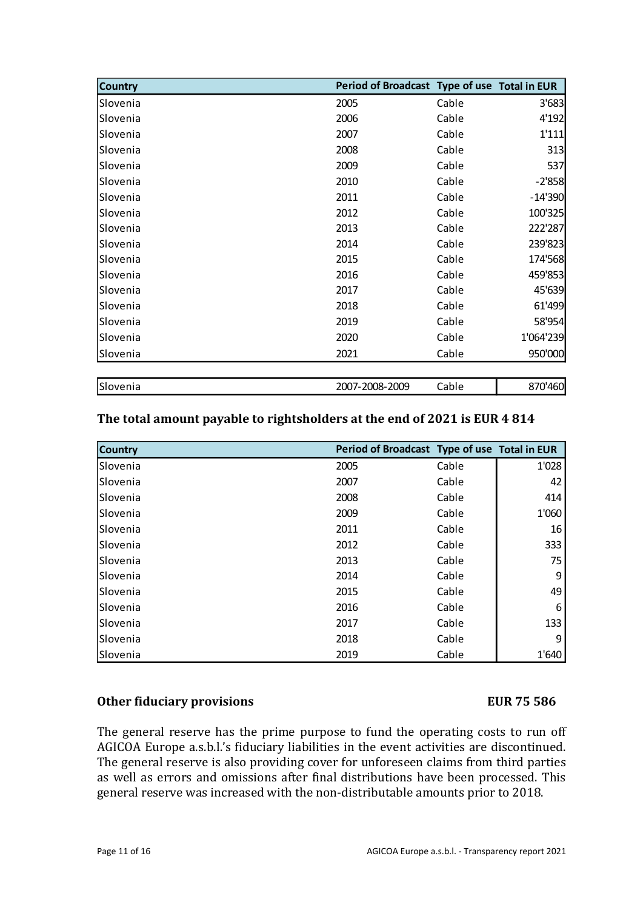| Country | Period of Broadcast | Type of use | Total in EUR |
| --- | --- | --- | --- |
| Slovenia | 2005 | Cable | 3'683 |
| Slovenia | 2006 | Cable | 4'192 |
| Slovenia | 2007 | Cable | 1'111 |
| Slovenia | 2008 | Cable | 313 |
| Slovenia | 2009 | Cable | 537 |
| Slovenia | 2010 | Cable | -2'858 |
| Slovenia | 2011 | Cable | -14'390 |
| Slovenia | 2012 | Cable | 100'325 |
| Slovenia | 2013 | Cable | 222'287 |
| Slovenia | 2014 | Cable | 239'823 |
| Slovenia | 2015 | Cable | 174'568 |
| Slovenia | 2016 | Cable | 459'853 |
| Slovenia | 2017 | Cable | 45'639 |
| Slovenia | 2018 | Cable | 61'499 |
| Slovenia | 2019 | Cable | 58'954 |
| Slovenia | 2020 | Cable | 1'064'239 |
| Slovenia | 2021 | Cable | 950'000 |

| Slovenia | 2007-2008-2009 | Cable | 870'460 |
| --- | --- | --- | --- |

**The total amount payable to rightsholders at the end of 2021 is EUR 4 814**

| Country | Period of Broadcast | Type of use | Total in EUR |
| --- | --- | --- | --- |
| Slovenia | 2005 | Cable | 1'028 |
| Slovenia | 2007 | Cable | 42 |
| Slovenia | 2008 | Cable | 414 |
| Slovenia | 2009 | Cable | 1'060 |
| Slovenia | 2011 | Cable | 16 |
| Slovenia | 2012 | Cable | 333 |
| Slovenia | 2013 | Cable | 75 |
| Slovenia | 2014 | Cable | 9 |
| Slovenia | 2015 | Cable | 49 |
| Slovenia | 2016 | Cable | 6 |
| Slovenia | 2017 | Cable | 133 |
| Slovenia | 2018 | Cable | 9 |
| Slovenia | 2019 | Cable | 1'640 |

**Other fiduciary provisions** **EUR 75 586**

The general reserve has the prime purpose to fund the operating costs to run off AGICOA Europe a.s.b.l.'s fiduciary liabilities in the event activities are discontinued. The general reserve is also providing cover for unforeseen claims from third parties as well as errors and omissions after final distributions have been processed. This general reserve was increased with the non-distributable amounts prior to 2018.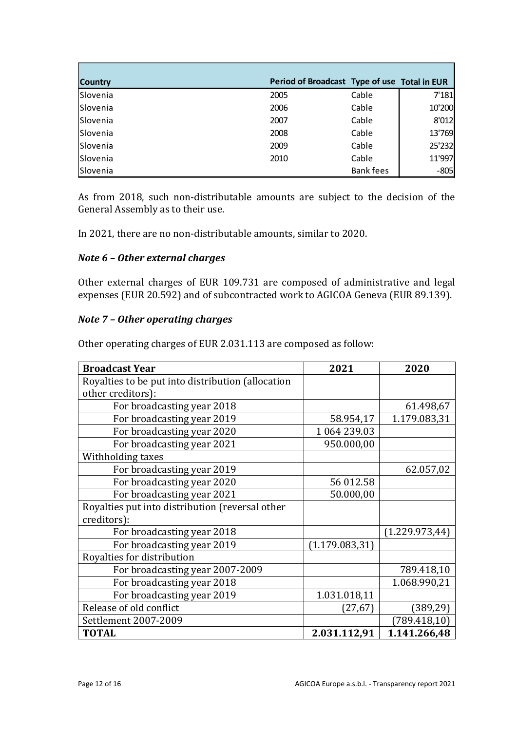| Country | Period of Broadcast | Type of use | Total in EUR |
|---|---|---|---|
| Slovenia | 2005 | Cable | 7'181 |
| Slovenia | 2006 | Cable | 10'200 |
| Slovenia | 2007 | Cable | 8'012 |
| Slovenia | 2008 | Cable | 13'769 |
| Slovenia | 2009 | Cable | 25'232 |
| Slovenia | 2010 | Cable | 11'997 |
| Slovenia | | Bank fees | -805 |

As from 2018, such non-distributable amounts are subject to the decision of the General Assembly as to their use.

In 2021, there are no non-distributable amounts, similar to 2020.

### *Note 6 – Other external charges*

Other external charges of EUR 109.731 are composed of administrative and legal expenses (EUR 20.592) and of subcontracted work to AGICOA Geneva (EUR 89.139).

### *Note 7 – Other operating charges*

Other operating charges of EUR 2.031.113 are composed as follow:

| Broadcast Year | 2021 | 2020 |
|---|---|---|
| Royalties to be put into distribution (allocation other creditors): | | |
| For broadcasting year 2018 | | 61.498,67 |
| For broadcasting year 2019 | 58.954,17 | 1.179.083,31 |
| For broadcasting year 2020 | 1 064 239.03 | |
| For broadcasting year 2021 | 950.000,00 | |
| Withholding taxes | | |
| For broadcasting year 2019 | | 62.057,02 |
| For broadcasting year 2020 | 56 012.58 | |
| For broadcasting year 2021 | 50.000,00 | |
| Royalties put into distribution (reversal other creditors): | | |
| For broadcasting year 2018 | | (1.229.973,44) |
| For broadcasting year 2019 | (1.179.083,31) | |
| Royalties for distribution | | |
| For broadcasting year 2007-2009 | | 789.418,10 |
| For broadcasting year 2018 | | 1.068.990,21 |
| For broadcasting year 2019 | 1.031.018,11 | |
| Release of old conflict | (27,67) | (389,29) |
| Settlement 2007-2009 | | (789.418,10) |
| **TOTAL** | **2.031.112,91** | **1.141.266,48** |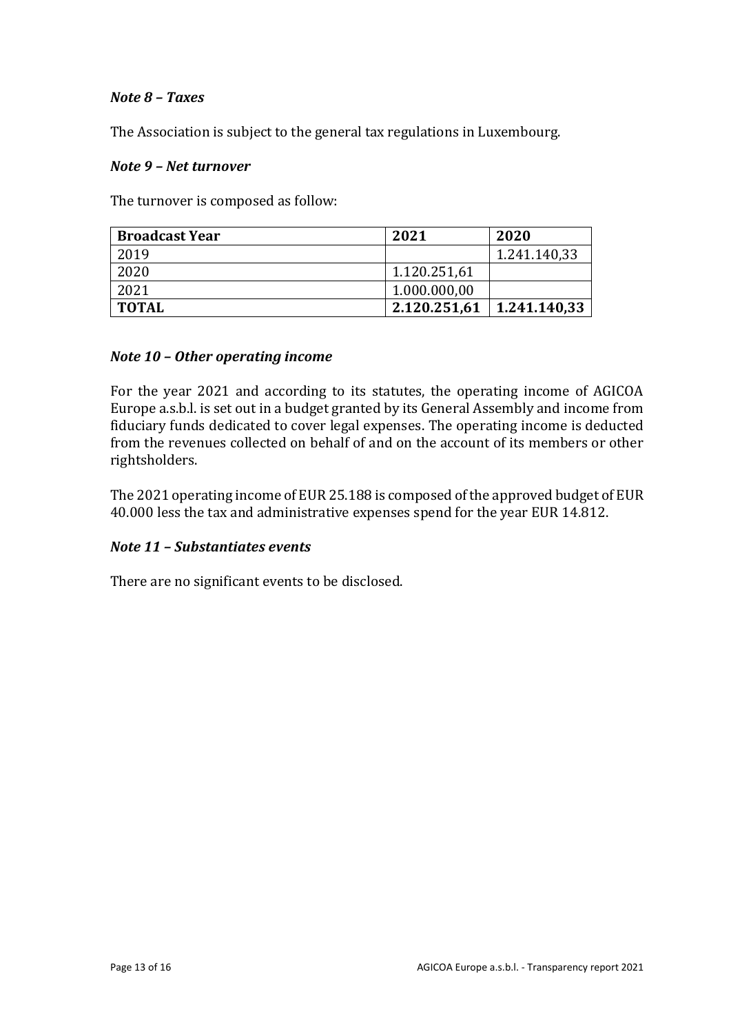### *Note 8 – Taxes*

The Association is subject to the general tax regulations in Luxembourg.

### *Note 9 – Net turnover*

The turnover is composed as follow:

| **Broadcast Year** | **2021** | **2020** |
|---|---|---|
| 2019 | | 1.241.140,33 |
| 2020 | 1.120.251,61 | |
| 2021 | 1.000.000,00 | |
| **TOTAL** | **2.120.251,61** | **1.241.140,33** |

### *Note 10 – Other operating income*

For the year 2021 and according to its statutes, the operating income of AGICOA Europe a.s.b.l. is set out in a budget granted by its General Assembly and income from fiduciary funds dedicated to cover legal expenses. The operating income is deducted from the revenues collected on behalf of and on the account of its members or other rightsholders.

The 2021 operating income of EUR 25.188 is composed of the approved budget of EUR 40.000 less the tax and administrative expenses spend for the year EUR 14.812.

### *Note 11 – Substantiates events*

There are no significant events to be disclosed.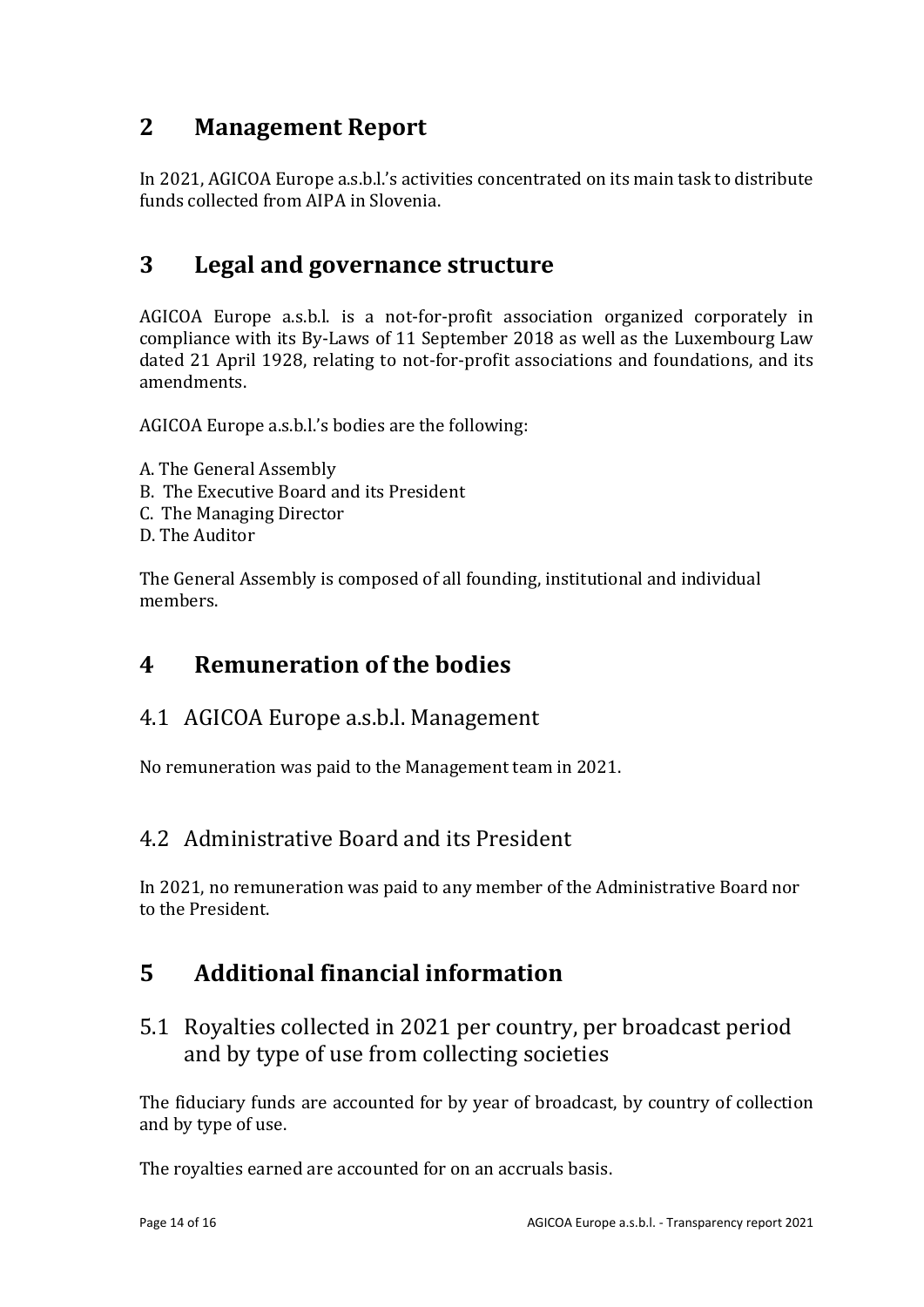# 2 Management Report

In 2021, AGICOA Europe a.s.b.l.'s activities concentrated on its main task to distribute funds collected from AIPA in Slovenia.

# 3 Legal and governance structure

AGICOA Europe a.s.b.l. is a not-for-profit association organized corporately in compliance with its By-Laws of 11 September 2018 as well as the Luxembourg Law dated 21 April 1928, relating to not-for-profit associations and foundations, and its amendments.

AGICOA Europe a.s.b.l.'s bodies are the following:

A. The General Assembly
B. The Executive Board and its President
C. The Managing Director
D. The Auditor

The General Assembly is composed of all founding, institutional and individual members.

# 4 Remuneration of the bodies

## 4.1 AGICOA Europe a.s.b.l. Management

No remuneration was paid to the Management team in 2021.

## 4.2 Administrative Board and its President

In 2021, no remuneration was paid to any member of the Administrative Board nor to the President.

# 5 Additional financial information

## 5.1 Royalties collected in 2021 per country, per broadcast period and by type of use from collecting societies

The fiduciary funds are accounted for by year of broadcast, by country of collection and by type of use.

The royalties earned are accounted for on an accruals basis.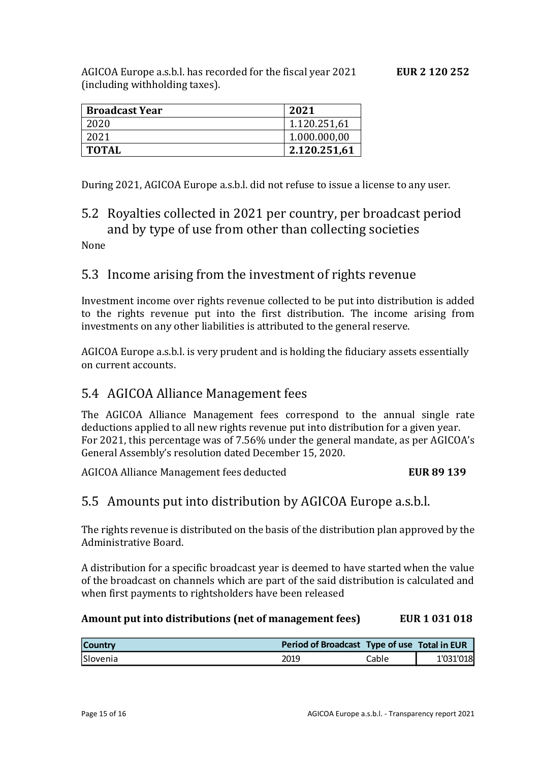AGICOA Europe a.s.b.l. has recorded for the fiscal year 2021 (including withholding taxes). **EUR 2 120 252**

| **Broadcast Year** | **2021** |
| --- | --- |
| 2020 | 1.120.251,61 |
| 2021 | 1.000.000,00 |
| **TOTAL** | **2.120.251,61** |

During 2021, AGICOA Europe a.s.b.l. did not refuse to issue a license to any user.

## 5.2 Royalties collected in 2021 per country, per broadcast period and by type of use from other than collecting societies

None

## 5.3 Income arising from the investment of rights revenue

Investment income over rights revenue collected to be put into distribution is added to the rights revenue put into the first distribution. The income arising from investments on any other liabilities is attributed to the general reserve.

AGICOA Europe a.s.b.l. is very prudent and is holding the fiduciary assets essentially on current accounts.

## 5.4 AGICOA Alliance Management fees

The AGICOA Alliance Management fees correspond to the annual single rate deductions applied to all new rights revenue put into distribution for a given year. For 2021, this percentage was of 7.56% under the general mandate, as per AGICOA's General Assembly's resolution dated December 15, 2020.

AGICOA Alliance Management fees deducted **EUR 89 139**

## 5.5 Amounts put into distribution by AGICOA Europe a.s.b.l.

The rights revenue is distributed on the basis of the distribution plan approved by the Administrative Board.

A distribution for a specific broadcast year is deemed to have started when the value of the broadcast on channels which are part of the said distribution is calculated and when first payments to rightsholders have been released

**Amount put into distributions (net of management fees) EUR 1 031 018**

| Country | Period of Broadcast | Type of use | Total in EUR |
| --- | --- | --- | --- |
| Slovenia | 2019 | Cable | 1'031'018 |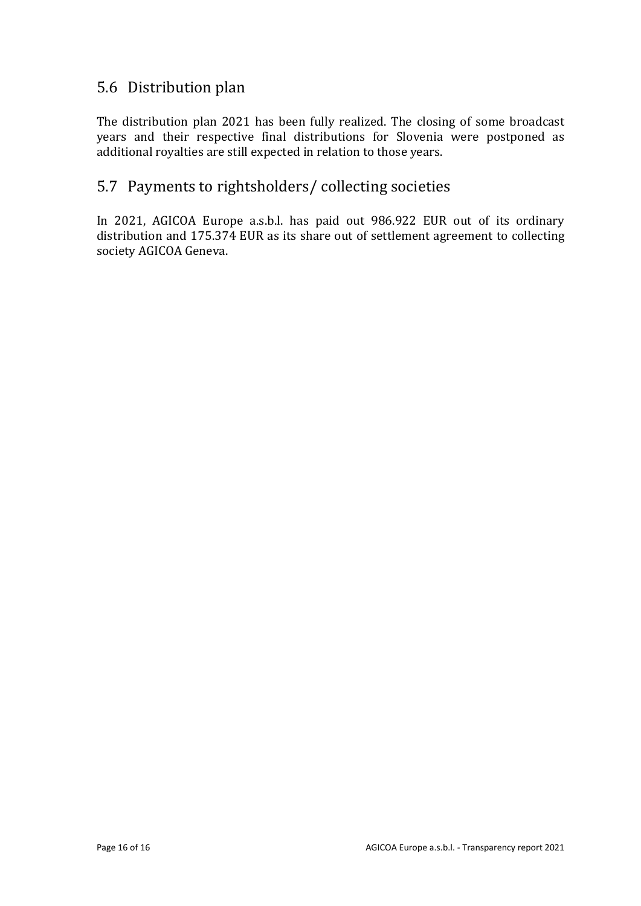## 5.6 Distribution plan

The distribution plan 2021 has been fully realized. The closing of some broadcast years and their respective final distributions for Slovenia were postponed as additional royalties are still expected in relation to those years.

## 5.7 Payments to rightsholders/ collecting societies

In 2021, AGICOA Europe a.s.b.l. has paid out 986.922 EUR out of its ordinary distribution and 175.374 EUR as its share out of settlement agreement to collecting society AGICOA Geneva.